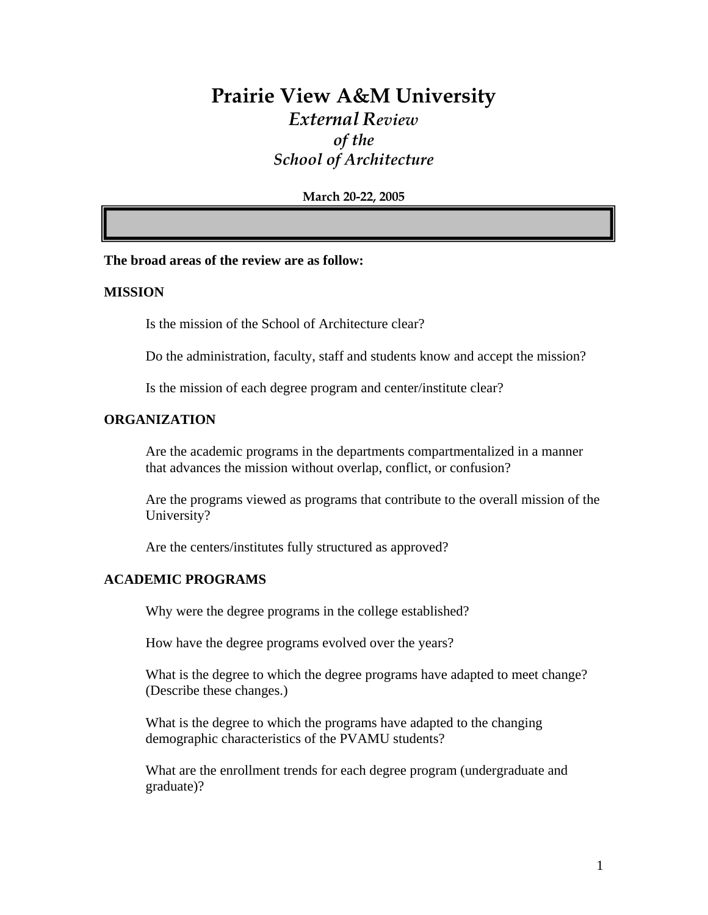# Prairie View A&M University

## *External Review of the School of Architecture*

**March 20-22, 2005**

**The broad areas of the review are as follow:**

### MISSION

Is the mission of the School of Architecture clear?

Do the administration, faculty, staff and students know and accept the mission?

Is the mission of each degree program and center/institute clear?

### ORGANIZATION

Are the academic programs in the departments compartmentalized in a manner that advances the mission without overlap, conflict, or confusion?

Are the programs viewed as programs that contribute to the overall mission of the University?

Are the centers/institutes fully structured as approved?

### ACADEMIC PROGRAMS

Why were the degree programs in the college established?

How have the degree programs evolved over the years?

What is the degree to which the degree programs have adapted to meet change? (Describe these changes.)

What is the degree to which the programs have adapted to the changing demographic characteristics of the PVAMU students?

What are the enrollment trends for each degree program (undergraduate and graduate)?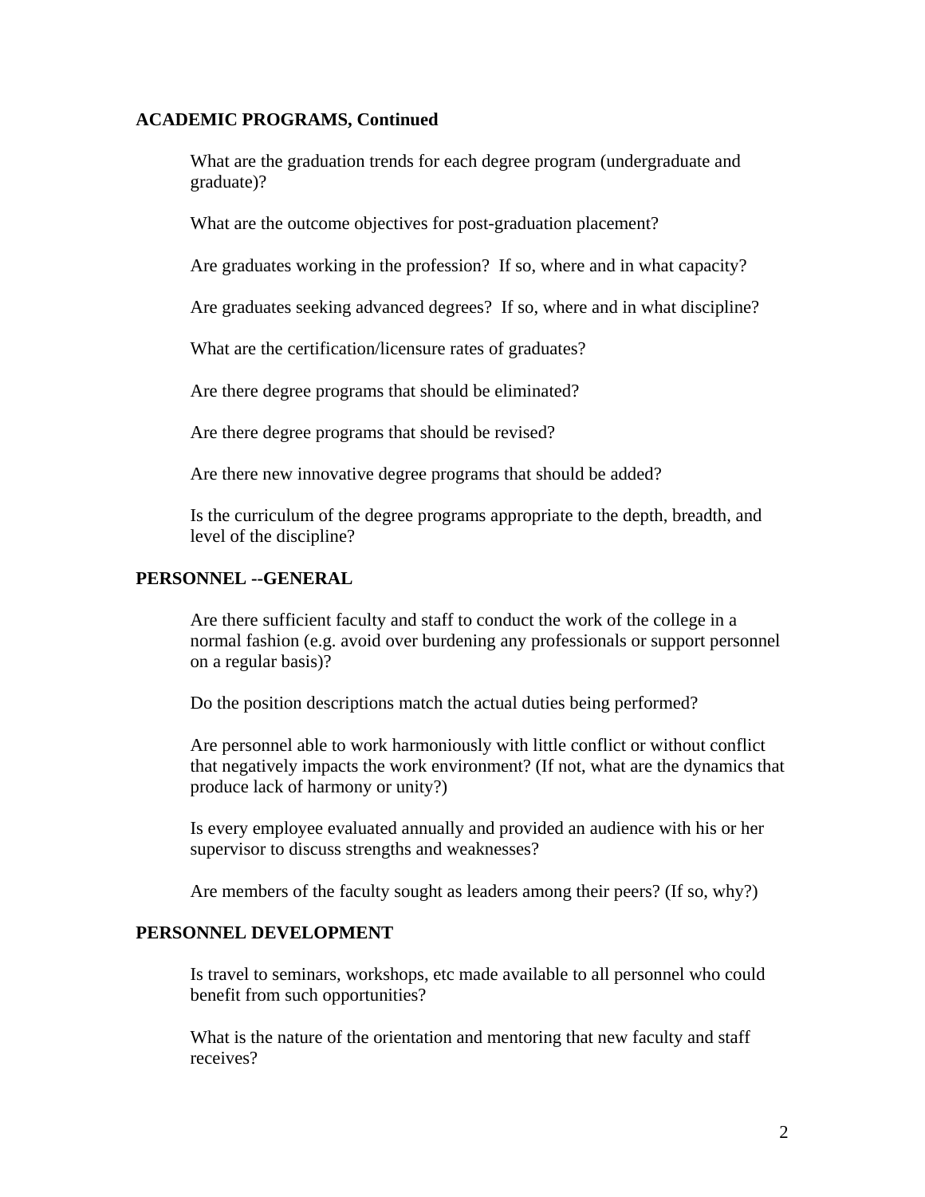**ACADEMIC PROGRAMS, Continued**

What are the graduation trends for each degree program (undergraduate and graduate)?

What are the outcome objectives for post-graduation placement?

Are graduates working in the profession?  If so, where and in what capacity?

Are graduates seeking advanced degrees?  If so, where and in what discipline?

What are the certification/licensure rates of graduates?

Are there degree programs that should be eliminated?

Are there degree programs that should be revised?

Are there new innovative degree programs that should be added?

Is the curriculum of the degree programs appropriate to the depth, breadth, and level of the discipline?

**PERSONNEL --GENERAL**

Are there sufficient faculty and staff to conduct the work of the college in a normal fashion (e.g. avoid over burdening any professionals or support personnel on a regular basis)?

Do the position descriptions match the actual duties being performed?

Are personnel able to work harmoniously with little conflict or without conflict that negatively impacts the work environment? (If not, what are the dynamics that produce lack of harmony or unity?)

Is every employee evaluated annually and provided an audience with his or her supervisor to discuss strengths and weaknesses?

Are members of the faculty sought as leaders among their peers? (If so, why?)

**PERSONNEL DEVELOPMENT**

Is travel to seminars, workshops, etc made available to all personnel who could benefit from such opportunities?

What is the nature of the orientation and mentoring that new faculty and staff receives?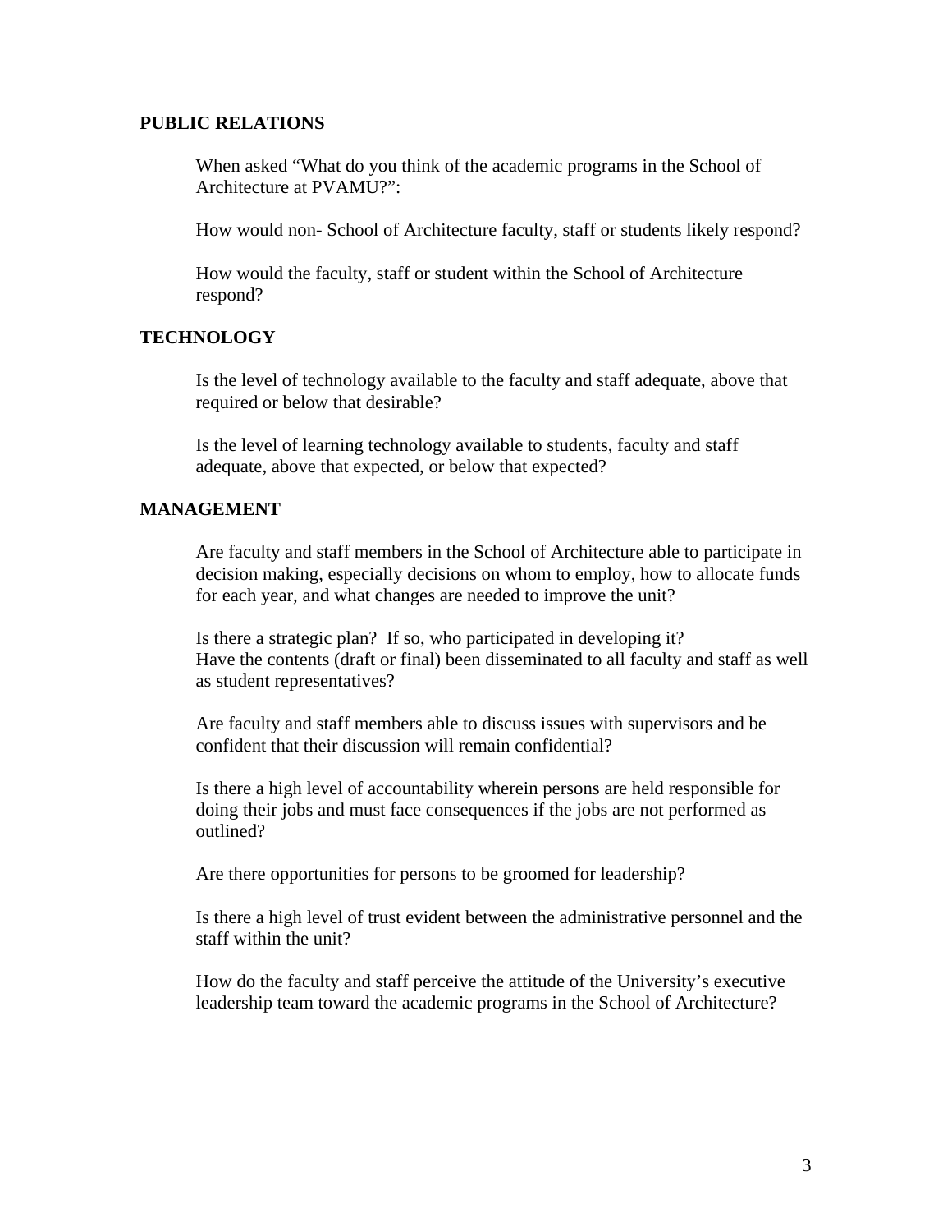## PUBLIC RELATIONS

When asked "What do you think of the academic programs in the School of Architecture at PVAMU?":

How would non- School of Architecture faculty, staff or students likely respond?

How would the faculty, staff or student within the School of Architecture respond?

## TECHNOLOGY

Is the level of technology available to the faculty and staff adequate, above that required or below that desirable?

Is the level of learning technology available to students, faculty and staff adequate, above that expected, or below that expected?

## MANAGEMENT

Are faculty and staff members in the School of Architecture able to participate in decision making, especially decisions on whom to employ, how to allocate funds for each year, and what changes are needed to improve the unit?

Is there a strategic plan? If so, who participated in developing it?
Have the contents (draft or final) been disseminated to all faculty and staff as well as student representatives?

Are faculty and staff members able to discuss issues with supervisors and be confident that their discussion will remain confidential?

Is there a high level of accountability wherein persons are held responsible for doing their jobs and must face consequences if the jobs are not performed as outlined?

Are there opportunities for persons to be groomed for leadership?

Is there a high level of trust evident between the administrative personnel and the staff within the unit?

How do the faculty and staff perceive the attitude of the University's executive leadership team toward the academic programs in the School of Architecture?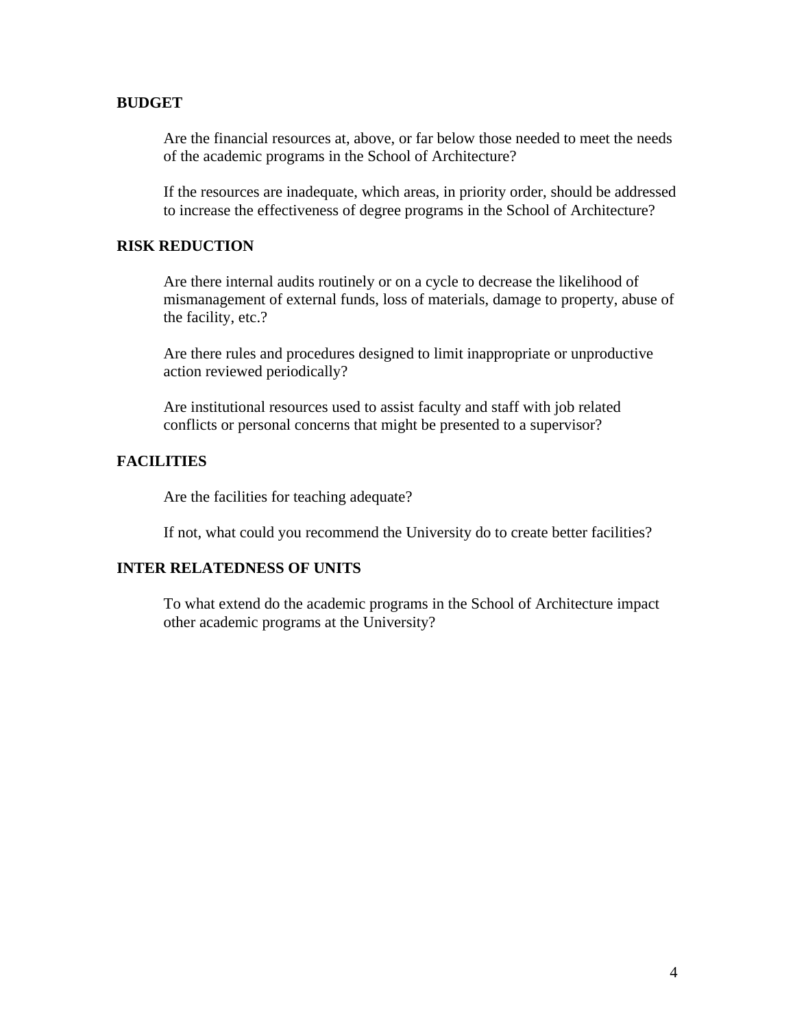**BUDGET**

Are the financial resources at, above, or far below those needed to meet the needs of the academic programs in the School of Architecture?

If the resources are inadequate, which areas, in priority order, should be addressed to increase the effectiveness of degree programs in the School of Architecture?

**RISK REDUCTION**

Are there internal audits routinely or on a cycle to decrease the likelihood of mismanagement of external funds, loss of materials, damage to property, abuse of the facility, etc.?

Are there rules and procedures designed to limit inappropriate or unproductive action reviewed periodically?

Are institutional resources used to assist faculty and staff with job related conflicts or personal concerns that might be presented to a supervisor?

**FACILITIES**

Are the facilities for teaching adequate?

If not, what could you recommend the University do to create better facilities?

**INTER RELATEDNESS OF UNITS**

To what extend do the academic programs in the School of Architecture impact other academic programs at the University?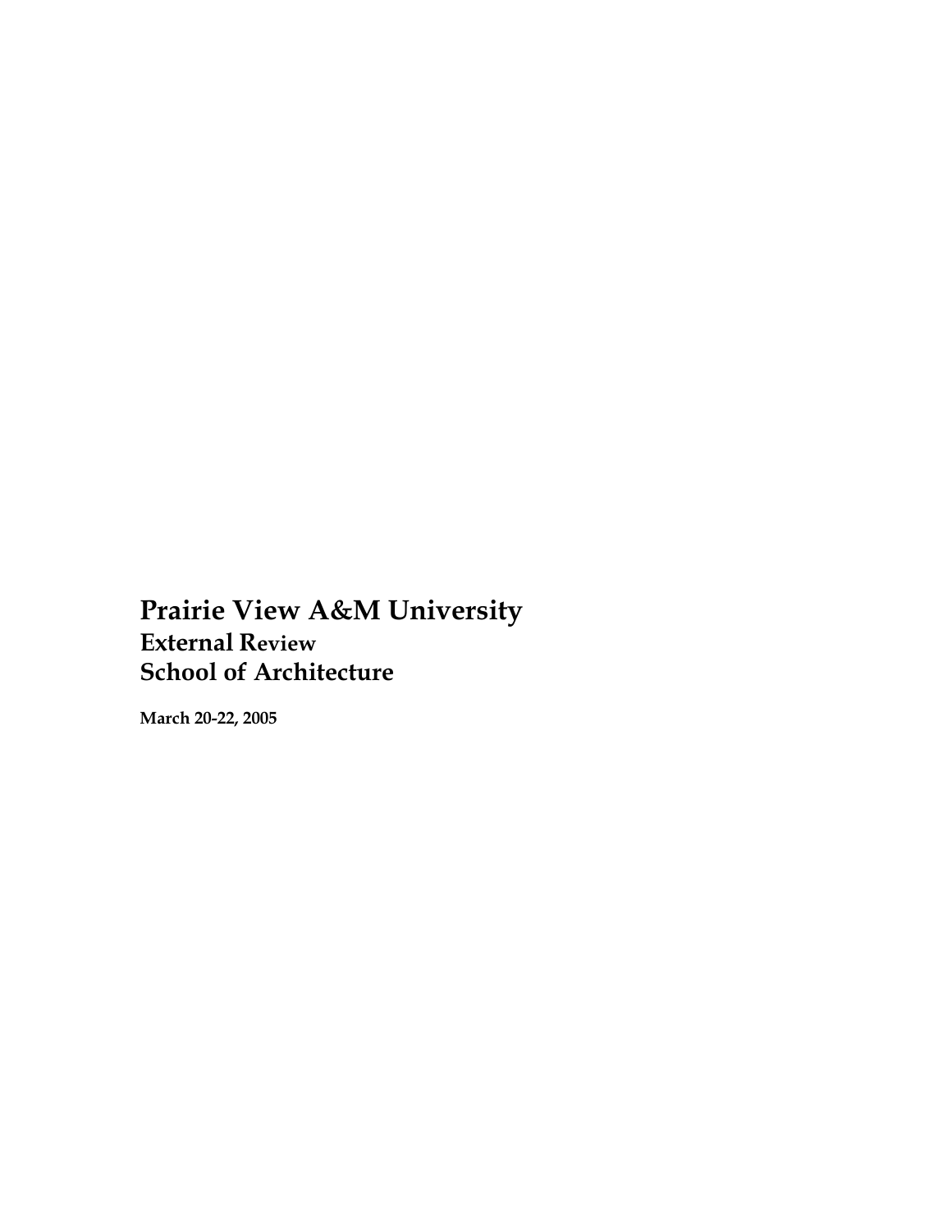# Prairie View A&M University

## External Review

## School of Architecture

**March 20-22, 2005**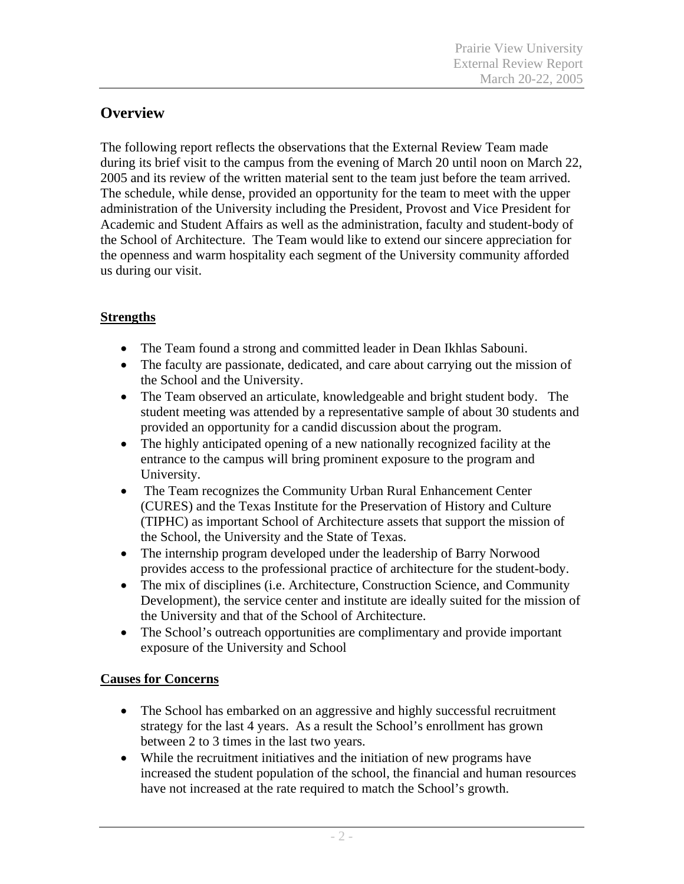## Overview

The following report reflects the observations that the External Review Team made during its brief visit to the campus from the evening of March 20 until noon on March 22, 2005 and its review of the written material sent to the team just before the team arrived. The schedule, while dense, provided an opportunity for the team to meet with the upper administration of the University including the President, Provost and Vice President for Academic and Student Affairs as well as the administration, faculty and student-body of the School of Architecture. The Team would like to extend our sincere appreciation for the openness and warm hospitality each segment of the University community afforded us during our visit.

### Strengths

- The Team found a strong and committed leader in Dean Ikhlas Sabouni.
- The faculty are passionate, dedicated, and care about carrying out the mission of the School and the University.
- The Team observed an articulate, knowledgeable and bright student body. The student meeting was attended by a representative sample of about 30 students and provided an opportunity for a candid discussion about the program.
- The highly anticipated opening of a new nationally recognized facility at the entrance to the campus will bring prominent exposure to the program and University.
- The Team recognizes the Community Urban Rural Enhancement Center (CURES) and the Texas Institute for the Preservation of History and Culture (TIPHC) as important School of Architecture assets that support the mission of the School, the University and the State of Texas.
- The internship program developed under the leadership of Barry Norwood provides access to the professional practice of architecture for the student-body.
- The mix of disciplines (i.e. Architecture, Construction Science, and Community Development), the service center and institute are ideally suited for the mission of the University and that of the School of Architecture.
- The School's outreach opportunities are complimentary and provide important exposure of the University and School

### Causes for Concerns

- The School has embarked on an aggressive and highly successful recruitment strategy for the last 4 years. As a result the School's enrollment has grown between 2 to 3 times in the last two years.
- While the recruitment initiatives and the initiation of new programs have increased the student population of the school, the financial and human resources have not increased at the rate required to match the School's growth.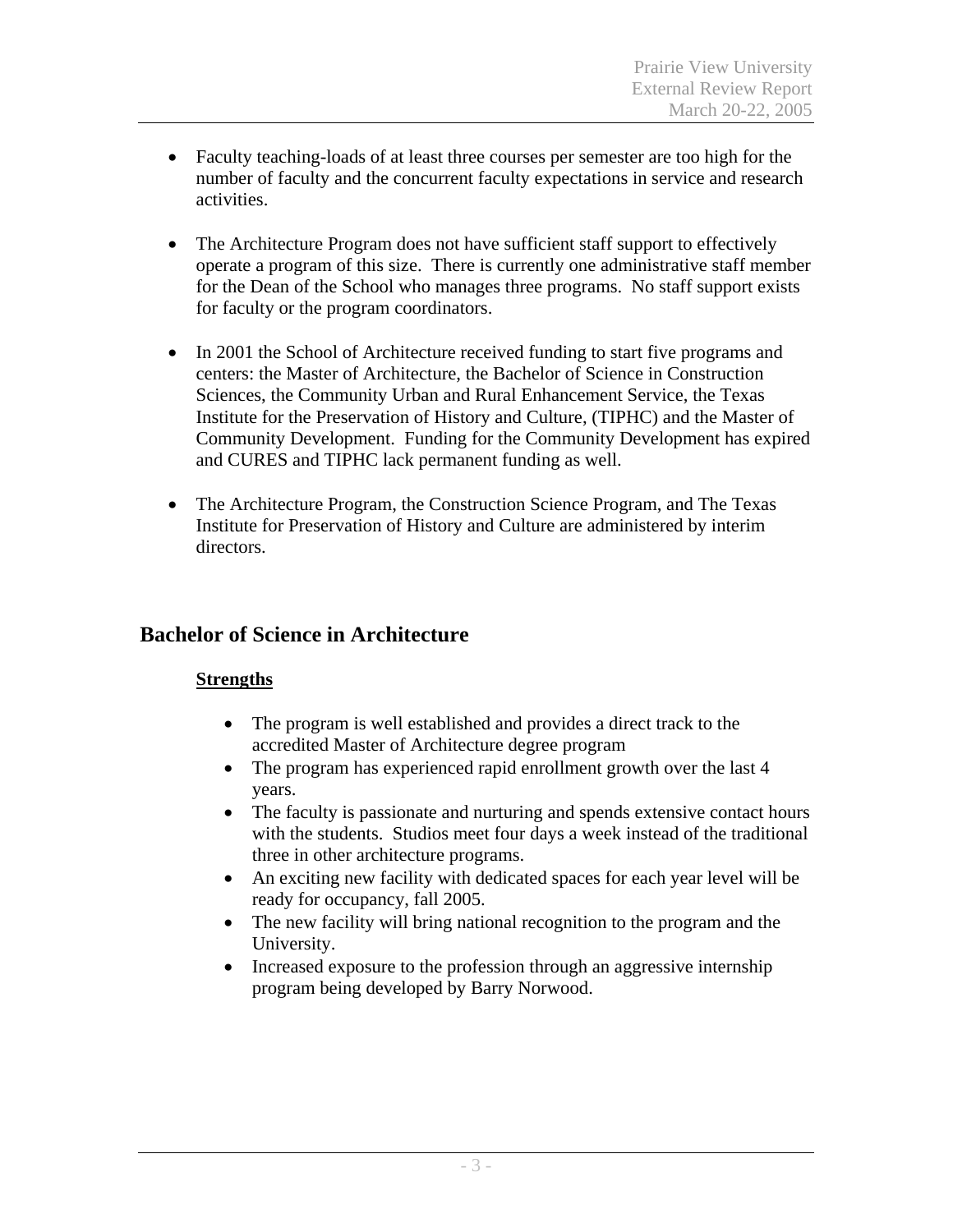- Faculty teaching-loads of at least three courses per semester are too high for the number of faculty and the concurrent faculty expectations in service and research activities.

- The Architecture Program does not have sufficient staff support to effectively operate a program of this size. There is currently one administrative staff member for the Dean of the School who manages three programs. No staff support exists for faculty or the program coordinators.

- In 2001 the School of Architecture received funding to start five programs and centers: the Master of Architecture, the Bachelor of Science in Construction Sciences, the Community Urban and Rural Enhancement Service, the Texas Institute for the Preservation of History and Culture, (TIPHC) and the Master of Community Development. Funding for the Community Development has expired and CURES and TIPHC lack permanent funding as well.

- The Architecture Program, the Construction Science Program, and The Texas Institute for Preservation of History and Culture are administered by interim directors.

## Bachelor of Science in Architecture

### Strengths

- The program is well established and provides a direct track to the accredited Master of Architecture degree program
- The program has experienced rapid enrollment growth over the last 4 years.
- The faculty is passionate and nurturing and spends extensive contact hours with the students. Studios meet four days a week instead of the traditional three in other architecture programs.
- An exciting new facility with dedicated spaces for each year level will be ready for occupancy, fall 2005.
- The new facility will bring national recognition to the program and the University.
- Increased exposure to the profession through an aggressive internship program being developed by Barry Norwood.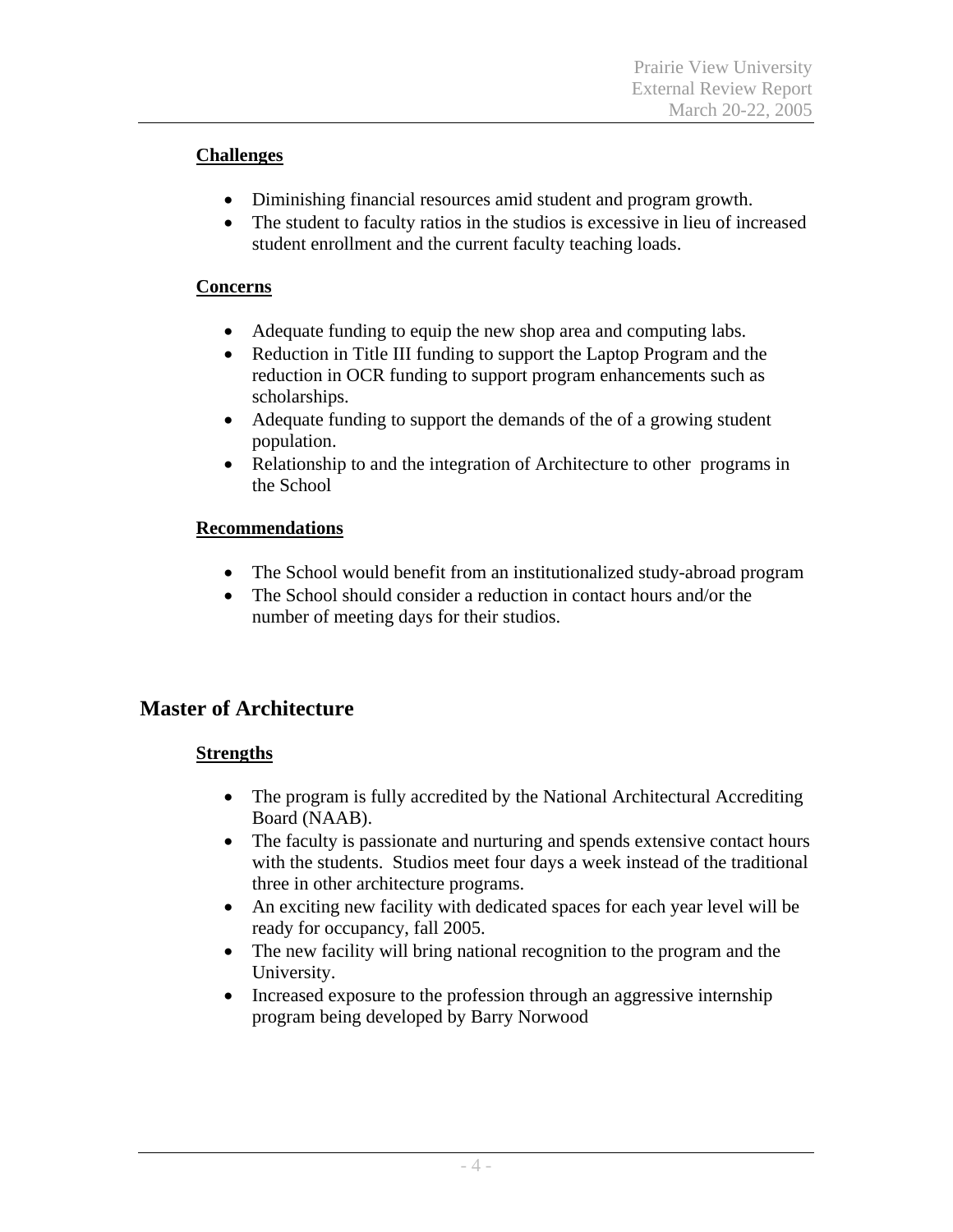**Challenges**

- Diminishing financial resources amid student and program growth.
- The student to faculty ratios in the studios is excessive in lieu of increased student enrollment and the current faculty teaching loads.

**Concerns**

- Adequate funding to equip the new shop area and computing labs.
- Reduction in Title III funding to support the Laptop Program and the reduction in OCR funding to support program enhancements such as scholarships.
- Adequate funding to support the demands of the of a growing student population.
- Relationship to and the integration of Architecture to other programs in the School

**Recommendations**

- The School would benefit from an institutionalized study-abroad program
- The School should consider a reduction in contact hours and/or the number of meeting days for their studios.

## Master of Architecture

**Strengths**

- The program is fully accredited by the National Architectural Accrediting Board (NAAB).
- The faculty is passionate and nurturing and spends extensive contact hours with the students. Studios meet four days a week instead of the traditional three in other architecture programs.
- An exciting new facility with dedicated spaces for each year level will be ready for occupancy, fall 2005.
- The new facility will bring national recognition to the program and the University.
- Increased exposure to the profession through an aggressive internship program being developed by Barry Norwood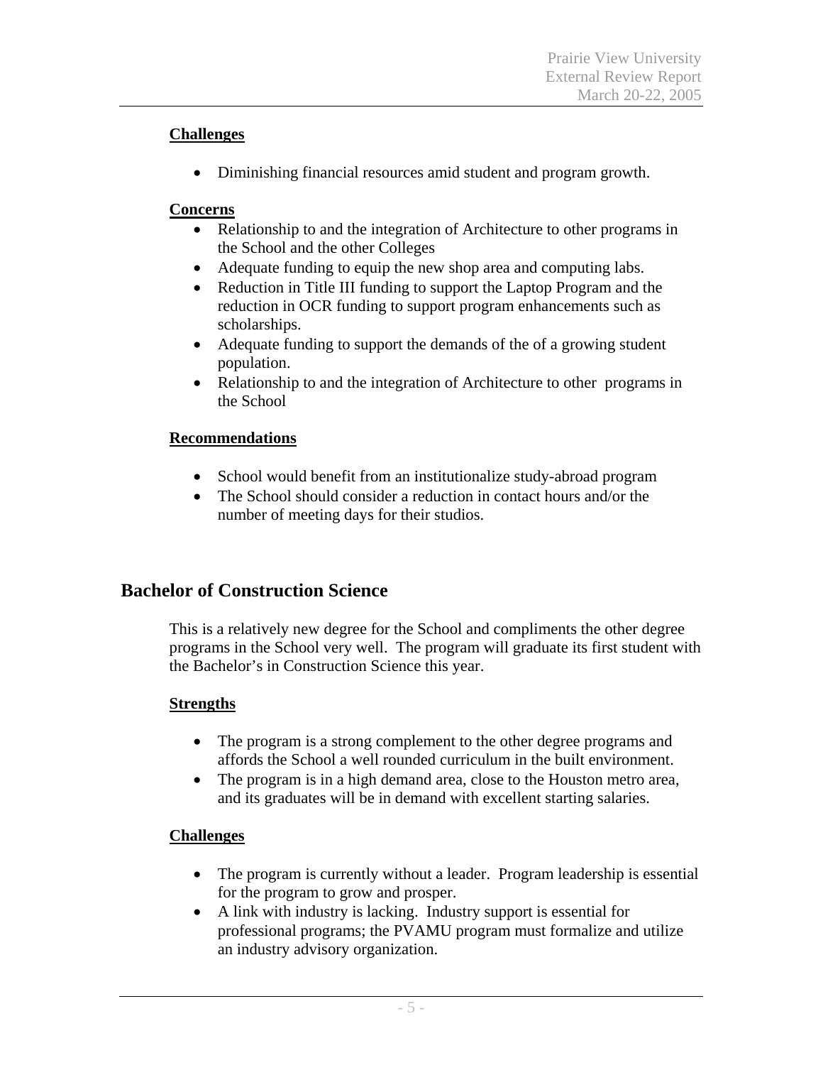**Challenges**

- Diminishing financial resources amid student and program growth.

**Concerns**

- Relationship to and the integration of Architecture to other programs in the School and the other Colleges
- Adequate funding to equip the new shop area and computing labs.
- Reduction in Title III funding to support the Laptop Program and the reduction in OCR funding to support program enhancements such as scholarships.
- Adequate funding to support the demands of the of a growing student population.
- Relationship to and the integration of Architecture to other programs in the School

**Recommendations**

- School would benefit from an institutionalize study-abroad program
- The School should consider a reduction in contact hours and/or the number of meeting days for their studios.

## Bachelor of Construction Science

This is a relatively new degree for the School and compliments the other degree programs in the School very well. The program will graduate its first student with the Bachelor's in Construction Science this year.

**Strengths**

- The program is a strong complement to the other degree programs and affords the School a well rounded curriculum in the built environment.
- The program is in a high demand area, close to the Houston metro area, and its graduates will be in demand with excellent starting salaries.

**Challenges**

- The program is currently without a leader. Program leadership is essential for the program to grow and prosper.
- A link with industry is lacking. Industry support is essential for professional programs; the PVAMU program must formalize and utilize an industry advisory organization.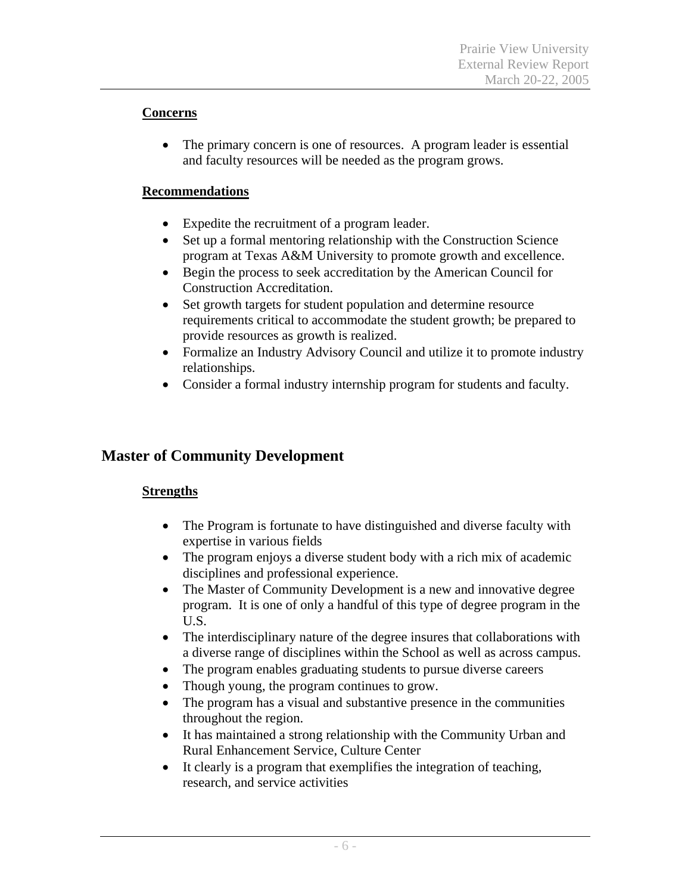### Concerns

- The primary concern is one of resources. A program leader is essential and faculty resources will be needed as the program grows.

### Recommendations

- Expedite the recruitment of a program leader.
- Set up a formal mentoring relationship with the Construction Science program at Texas A&M University to promote growth and excellence.
- Begin the process to seek accreditation by the American Council for Construction Accreditation.
- Set growth targets for student population and determine resource requirements critical to accommodate the student growth; be prepared to provide resources as growth is realized.
- Formalize an Industry Advisory Council and utilize it to promote industry relationships.
- Consider a formal industry internship program for students and faculty.

## Master of Community Development

### Strengths

- The Program is fortunate to have distinguished and diverse faculty with expertise in various fields
- The program enjoys a diverse student body with a rich mix of academic disciplines and professional experience.
- The Master of Community Development is a new and innovative degree program. It is one of only a handful of this type of degree program in the U.S.
- The interdisciplinary nature of the degree insures that collaborations with a diverse range of disciplines within the School as well as across campus.
- The program enables graduating students to pursue diverse careers
- Though young, the program continues to grow.
- The program has a visual and substantive presence in the communities throughout the region.
- It has maintained a strong relationship with the Community Urban and Rural Enhancement Service, Culture Center
- It clearly is a program that exemplifies the integration of teaching, research, and service activities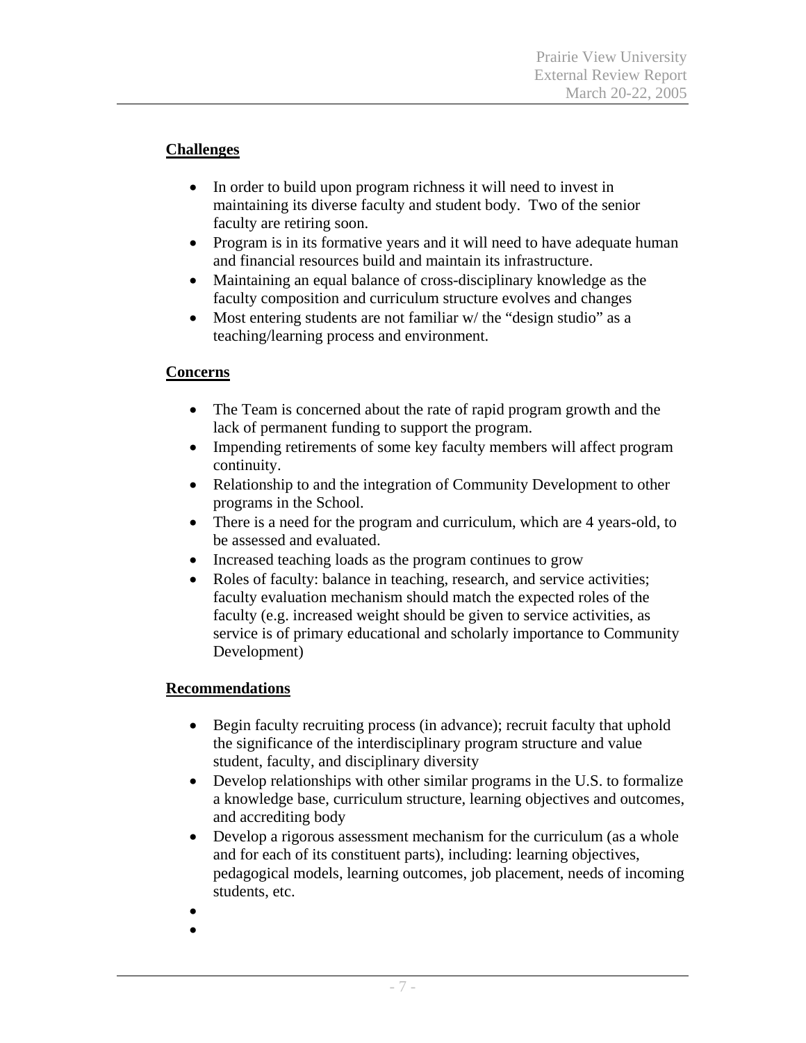## Challenges

- In order to build upon program richness it will need to invest in maintaining its diverse faculty and student body. Two of the senior faculty are retiring soon.
- Program is in its formative years and it will need to have adequate human and financial resources build and maintain its infrastructure.
- Maintaining an equal balance of cross-disciplinary knowledge as the faculty composition and curriculum structure evolves and changes
- Most entering students are not familiar w/ the "design studio" as a teaching/learning process and environment.

## Concerns

- The Team is concerned about the rate of rapid program growth and the lack of permanent funding to support the program.
- Impending retirements of some key faculty members will affect program continuity.
- Relationship to and the integration of Community Development to other programs in the School.
- There is a need for the program and curriculum, which are 4 years-old, to be assessed and evaluated.
- Increased teaching loads as the program continues to grow
- Roles of faculty: balance in teaching, research, and service activities; faculty evaluation mechanism should match the expected roles of the faculty (e.g. increased weight should be given to service activities, as service is of primary educational and scholarly importance to Community Development)

## Recommendations

- Begin faculty recruiting process (in advance); recruit faculty that uphold the significance of the interdisciplinary program structure and value student, faculty, and disciplinary diversity
- Develop relationships with other similar programs in the U.S. to formalize a knowledge base, curriculum structure, learning objectives and outcomes, and accrediting body
- Develop a rigorous assessment mechanism for the curriculum (as a whole and for each of its constituent parts), including: learning objectives, pedagogical models, learning outcomes, job placement, needs of incoming students, etc.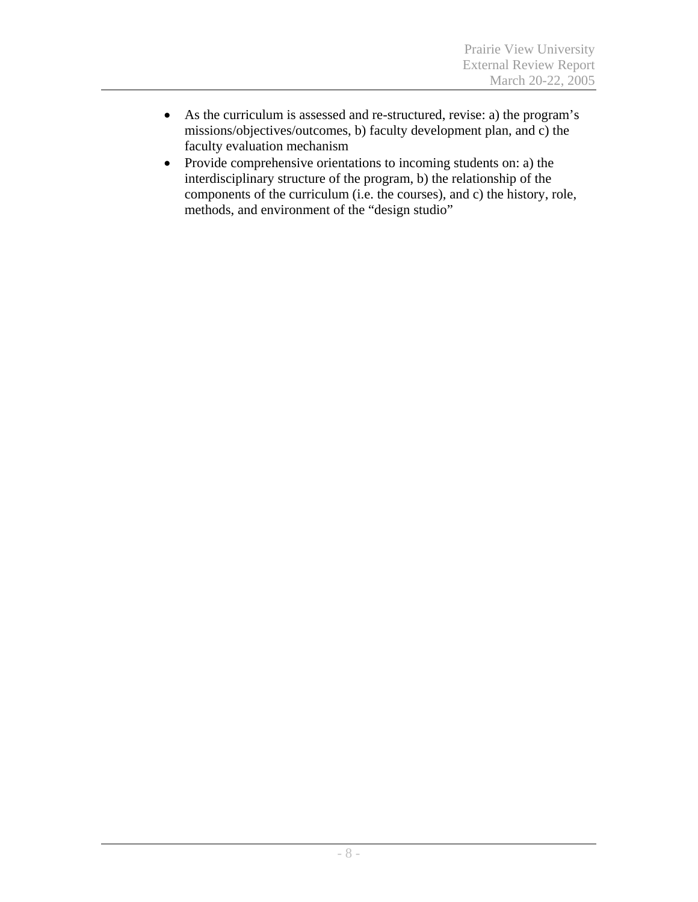- As the curriculum is assessed and re-structured, revise: a) the program's missions/objectives/outcomes, b) faculty development plan, and c) the faculty evaluation mechanism
- Provide comprehensive orientations to incoming students on: a) the interdisciplinary structure of the program, b) the relationship of the components of the curriculum (i.e. the courses), and c) the history, role, methods, and environment of the "design studio"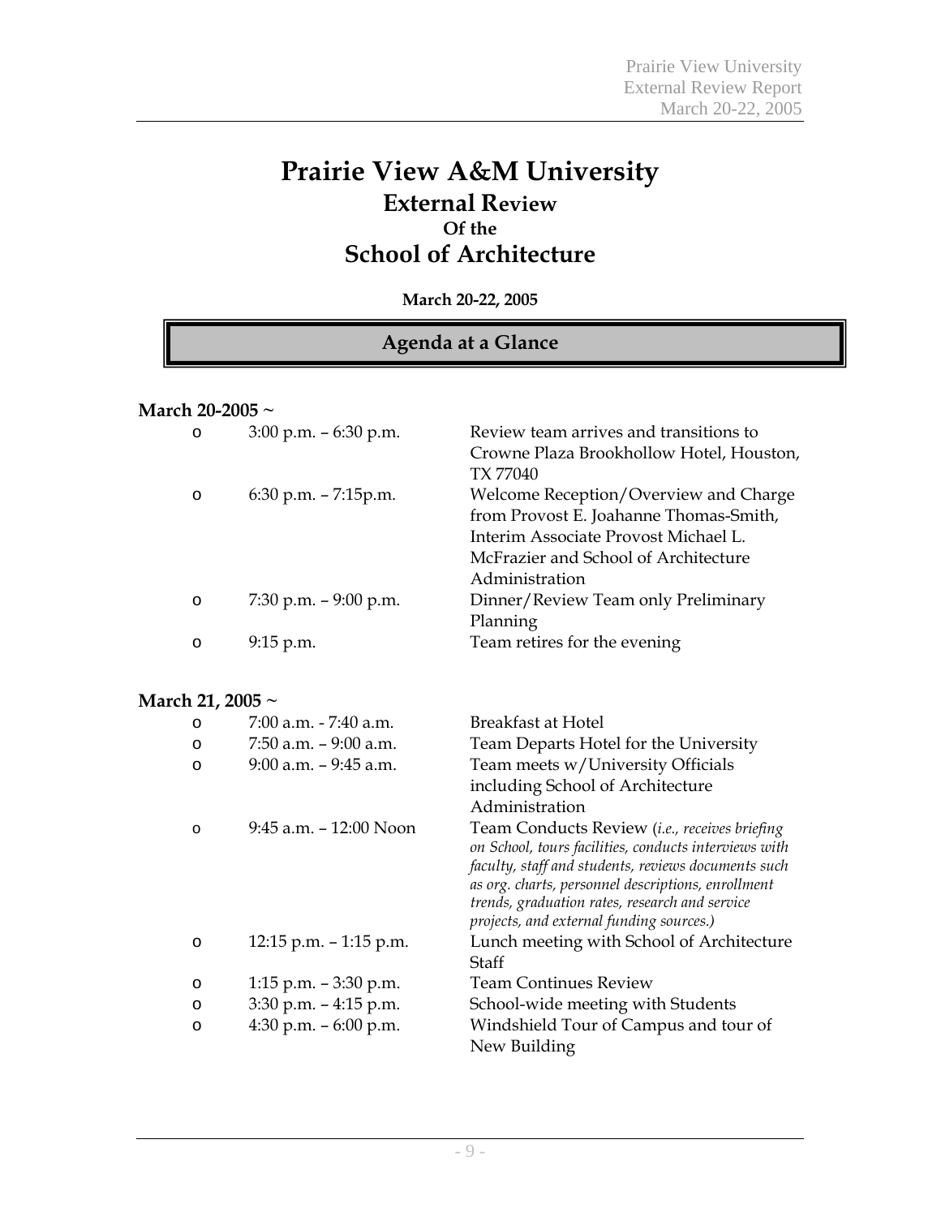# Prairie View A&M University

## External Review

### Of the

## School of Architecture

**March 20-22, 2005**

## Agenda at a Glance

**March 20-2005 ~**

- 3:00 p.m. – 6:30 p.m. — Review team arrives and transitions to Crowne Plaza Brookhollow Hotel, Houston, TX 77040
- 6:30 p.m. – 7:15p.m. — Welcome Reception/Overview and Charge from Provost E. Joahanne Thomas-Smith, Interim Associate Provost Michael L. McFrazier and School of Architecture Administration
- 7:30 p.m. – 9:00 p.m. — Dinner/Review Team only Preliminary Planning
- 9:15 p.m. — Team retires for the evening

**March 21, 2005 ~**

- 7:00 a.m. - 7:40 a.m. — Breakfast at Hotel
- 7:50 a.m. – 9:00 a.m. — Team Departs Hotel for the University
- 9:00 a.m. – 9:45 a.m. — Team meets w/University Officials including School of Architecture Administration
- 9:45 a.m. – 12:00 Noon — Team Conducts Review (*i.e., receives briefing on School, tours facilities, conducts interviews with faculty, staff and students, reviews documents such as org. charts, personnel descriptions, enrollment trends, graduation rates, research and service projects, and external funding sources.)*
- 12:15 p.m. – 1:15 p.m. — Lunch meeting with School of Architecture Staff
- 1:15 p.m. – 3:30 p.m. — Team Continues Review
- 3:30 p.m. – 4:15 p.m. — School-wide meeting with Students
- 4:30 p.m. – 6:00 p.m. — Windshield Tour of Campus and tour of New Building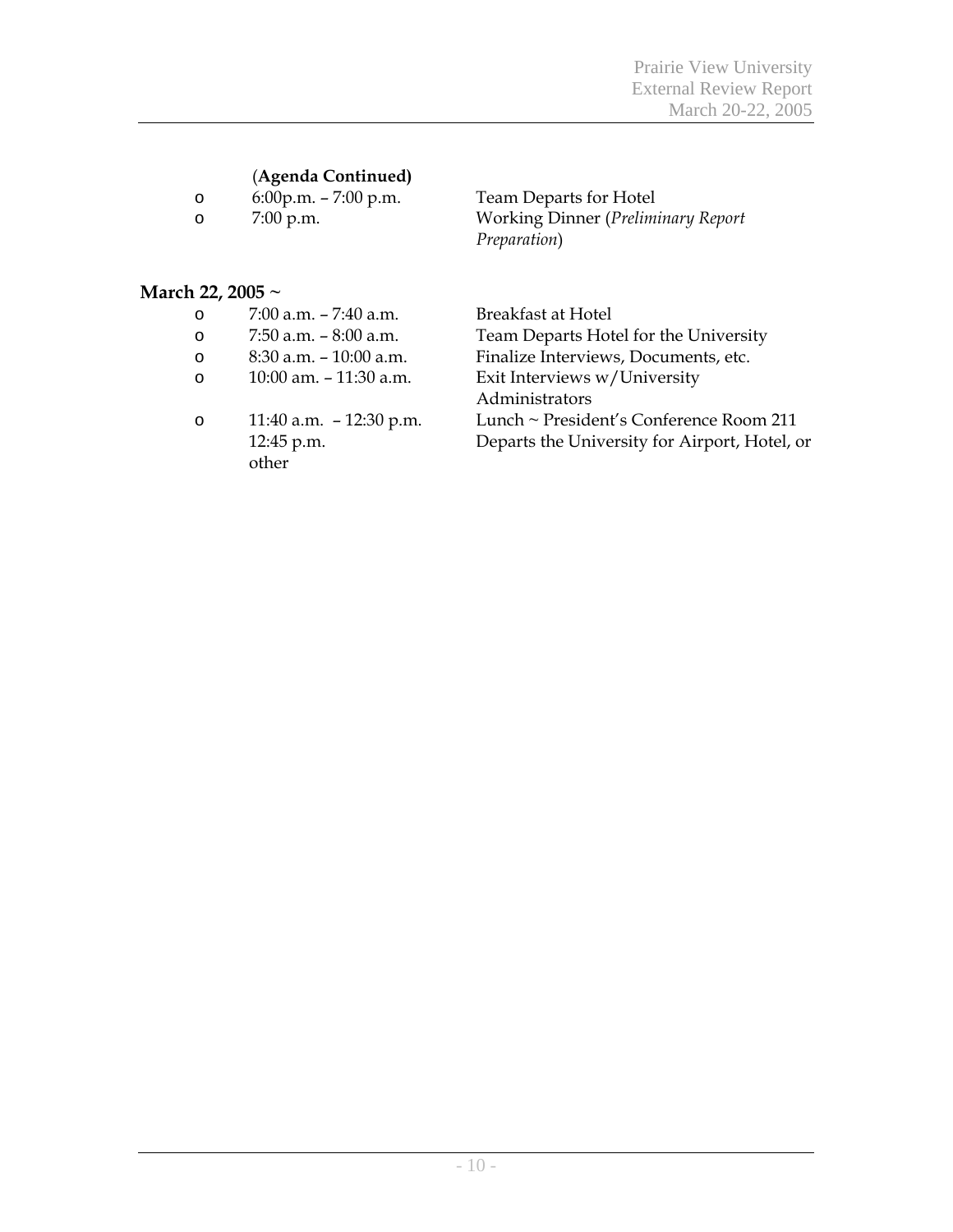(**Agenda Continued)**

- 6:00p.m. – 7:00 p.m. Team Departs for Hotel
- 7:00 p.m. Working Dinner (*Preliminary Report Preparation*)

**March 22, 2005 ~**

- 7:00 a.m. – 7:40 a.m. Breakfast at Hotel
- 7:50 a.m. – 8:00 a.m. Team Departs Hotel for the University
- 8:30 a.m. – 10:00 a.m. Finalize Interviews, Documents, etc.
- 10:00 am. – 11:30 a.m. Exit Interviews w/University Administrators
- 11:40 a.m. – 12:30 p.m. Lunch ~ President's Conference Room 211
  12:45 p.m. Departs the University for Airport, Hotel, or other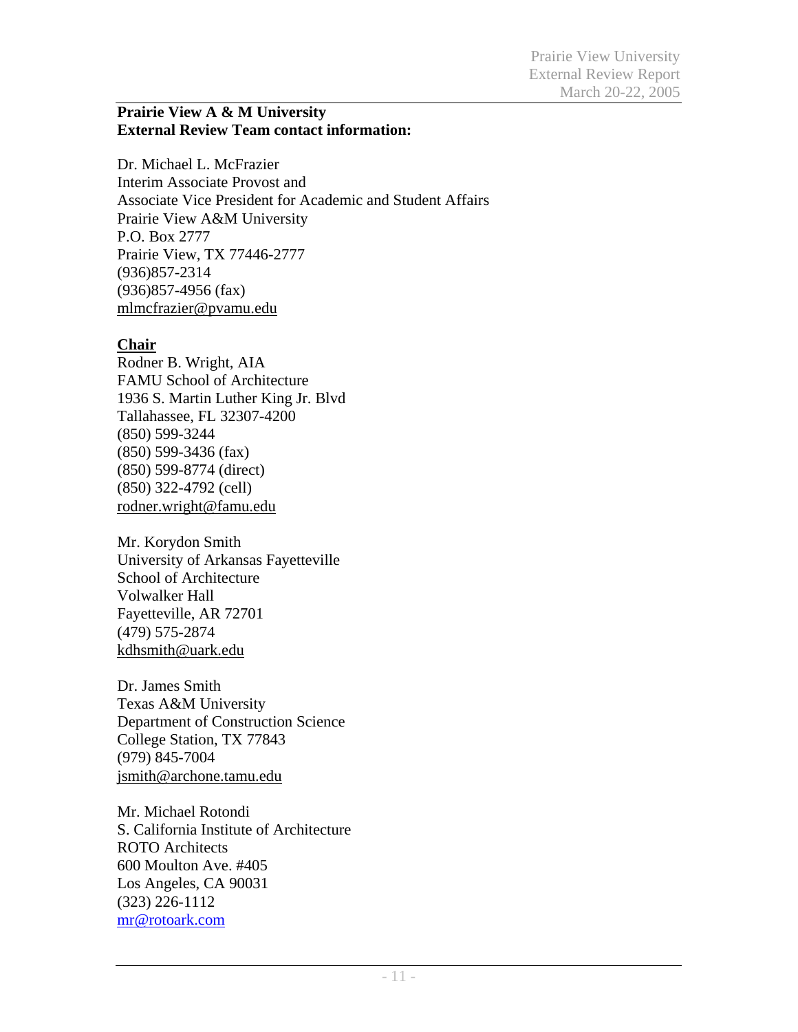**Prairie View A & M University**
**External Review Team contact information:**

Dr. Michael L. McFrazier
Interim Associate Provost and
Associate Vice President for Academic and Student Affairs
Prairie View A&M University
P.O. Box 2777
Prairie View, TX 77446-2777
(936)857-2314
(936)857-4956 (fax)
mlmcfrazier@pvamu.edu

**Chair**
Rodner B. Wright, AIA
FAMU School of Architecture
1936 S. Martin Luther King Jr. Blvd
Tallahassee, FL 32307-4200
(850) 599-3244
(850) 599-3436 (fax)
(850) 599-8774 (direct)
(850) 322-4792 (cell)
rodner.wright@famu.edu

Mr. Korydon Smith
University of Arkansas Fayetteville
School of Architecture
Volwalker Hall
Fayetteville, AR 72701
(479) 575-2874
kdhsmith@uark.edu

Dr. James Smith
Texas A&M University
Department of Construction Science
College Station, TX 77843
(979) 845-7004
jsmith@archone.tamu.edu

Mr. Michael Rotondi
S. California Institute of Architecture
ROTO Architects
600 Moulton Ave. #405
Los Angeles, CA 90031
(323) 226-1112
mr@rotoark.com